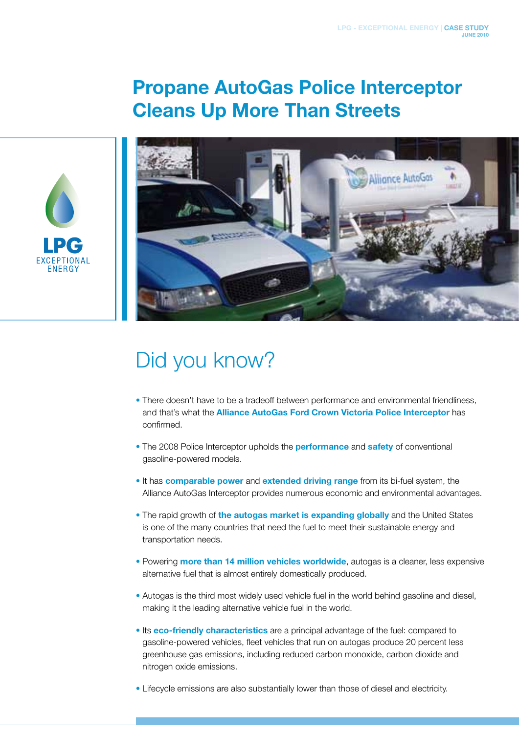# Propane AutoGas Police Interceptor Cleans Up More Than Streets

LPG
EXCEPTIONAL ENERGY

## Did you know?

- There doesn't have to be a tradeoff between performance and environmental friendliness, and that's what the **Alliance AutoGas Ford Crown Victoria Police Interceptor** has confirmed.
- The 2008 Police Interceptor upholds the **performance** and **safety** of conventional gasoline-powered models.
- It has **comparable power** and **extended driving range** from its bi-fuel system, the Alliance AutoGas Interceptor provides numerous economic and environmental advantages.
- The rapid growth of **the autogas market is expanding globally** and the United States is one of the many countries that need the fuel to meet their sustainable energy and transportation needs.
- Powering **more than 14 million vehicles worldwide**, autogas is a cleaner, less expensive alternative fuel that is almost entirely domestically produced.
- Autogas is the third most widely used vehicle fuel in the world behind gasoline and diesel, making it the leading alternative vehicle fuel in the world.
- Its **eco-friendly characteristics** are a principal advantage of the fuel: compared to gasoline-powered vehicles, fleet vehicles that run on autogas produce 20 percent less greenhouse gas emissions, including reduced carbon monoxide, carbon dioxide and nitrogen oxide emissions.
- Lifecycle emissions are also substantially lower than those of diesel and electricity.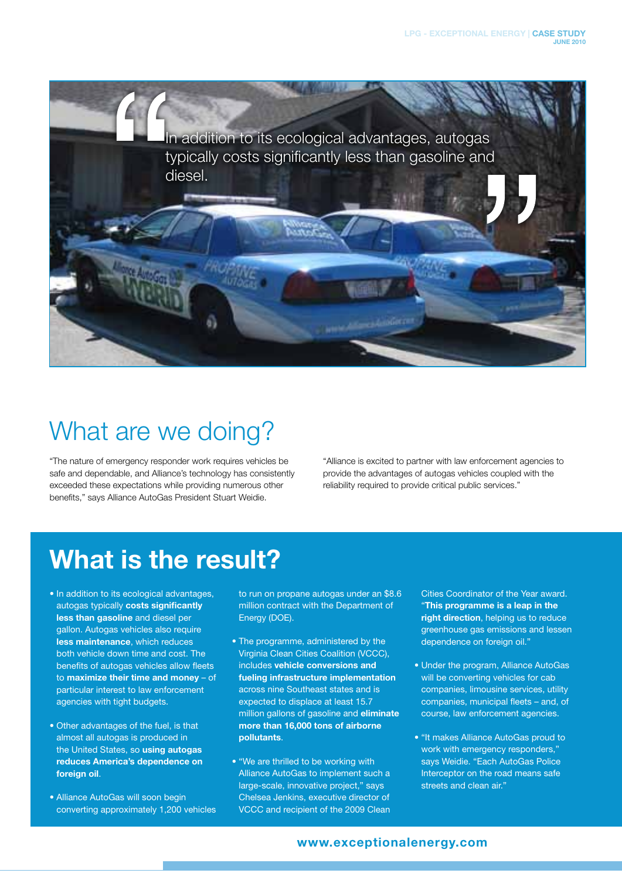> In addition to its ecological advantages, autogas typically costs significantly less than gasoline and diesel.

## What are we doing?

"The nature of emergency responder work requires vehicles be safe and dependable, and Alliance's technology has consistently exceeded these expectations while providing numerous other benefits," says Alliance AutoGas President Stuart Weidie.

"Alliance is excited to partner with law enforcement agencies to provide the advantages of autogas vehicles coupled with the reliability required to provide critical public services."

## What is the result?

- In addition to its ecological advantages, autogas typically **costs significantly less than gasoline** and diesel per gallon. Autogas vehicles also require **less maintenance**, which reduces both vehicle down time and cost. The benefits of autogas vehicles allow fleets to **maximize their time and money** – of particular interest to law enforcement agencies with tight budgets.
- Other advantages of the fuel, is that almost all autogas is produced in the United States, so **using autogas reduces America's dependence on foreign oil**.
- Alliance AutoGas will soon begin converting approximately 1,200 vehicles to run on propane autogas under an $8.6 million contract with the Department of Energy (DOE).
- The programme, administered by the Virginia Clean Cities Coalition (VCCC), includes **vehicle conversions and fueling infrastructure implementation** across nine Southeast states and is expected to displace at least 15.7 million gallons of gasoline and **eliminate more than 16,000 tons of airborne pollutants**.
- "We are thrilled to be working with Alliance AutoGas to implement such a large-scale, innovative project," says Chelsea Jenkins, executive director of VCCC and recipient of the 2009 Clean Cities Coordinator of the Year award. "**This programme is a leap in the right direction**, helping us to reduce greenhouse gas emissions and lessen dependence on foreign oil."
- Under the program, Alliance AutoGas will be converting vehicles for cab companies, limousine services, utility companies, municipal fleets – and, of course, law enforcement agencies.
- "It makes Alliance AutoGas proud to work with emergency responders," says Weidie. "Each AutoGas Police Interceptor on the road means safe streets and clean air."

**www.exceptionalenergy.com**